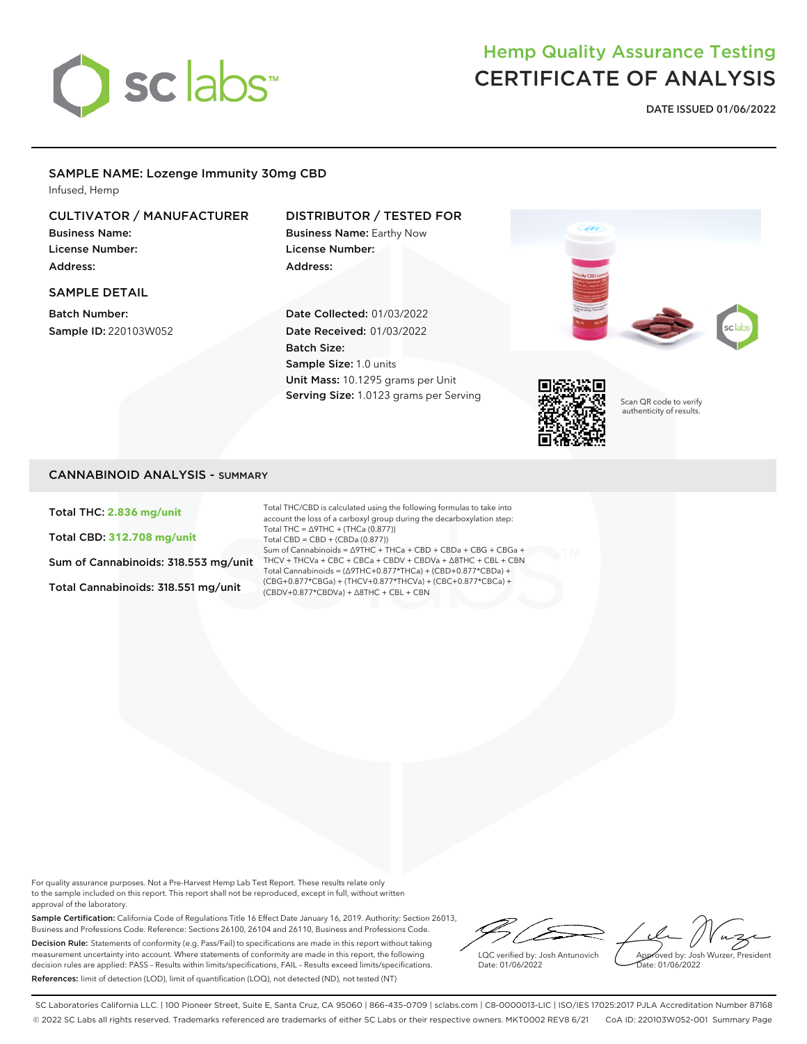# Hemp Quality Assurance Testing
# CERTIFICATE OF ANALYSIS

**DATE ISSUED 01/06/2022**

## SAMPLE NAME: Lozenge Immunity 30mg CBD

Infused, Hemp

### CULTIVATOR / MANUFACTURER

**Business Name:**
**License Number:**
**Address:**

### DISTRIBUTOR / TESTED FOR

**Business Name:** Earthy Now
**License Number:**
**Address:**

### SAMPLE DETAIL

**Batch Number:**
**Sample ID:** 220103W052

**Date Collected:** 01/03/2022
**Date Received:** 01/03/2022
**Batch Size:**
**Sample Size:** 1.0 units
**Unit Mass:** 10.1295 grams per Unit
**Serving Size:** 1.0123 grams per Serving

Scan QR code to verify authenticity of results.

## CANNABINOID ANALYSIS - SUMMARY

**Total THC: 2.836 mg/unit**

**Total CBD: 312.708 mg/unit**

**Sum of Cannabinoids: 318.553 mg/unit**

**Total Cannabinoids: 318.551 mg/unit**

Total THC/CBD is calculated using the following formulas to take into account the loss of a carboxyl group during the decarboxylation step:
Total THC = Δ9THC + (THCa (0.877))
Total CBD = CBD + (CBDa (0.877))
Sum of Cannabinoids = Δ9THC + THCa + CBD + CBDa + CBG + CBGa + THCV + THCVa + CBC + CBCa + CBDV + CBDVa + Δ8THC + CBL + CBN
Total Cannabinoids = (Δ9THC+0.877*THCa) + (CBD+0.877*CBDa) + (CBG+0.877*CBGa) + (THCV+0.877*THCVa) + (CBC+0.877*CBCa) + (CBDV+0.877*CBDVa) + Δ8THC + CBL + CBN

For quality assurance purposes. Not a Pre-Harvest Hemp Lab Test Report. These results relate only to the sample included on this report. This report shall not be reproduced, except in full, without written approval of the laboratory.

**Sample Certification:** California Code of Regulations Title 16 Effect Date January 16, 2019. Authority: Section 26013, Business and Professions Code. Reference: Sections 26100, 26104 and 26110, Business and Professions Code.

**Decision Rule:** Statements of conformity (e.g. Pass/Fail) to specifications are made in this report without taking measurement uncertainty into account. Where statements of conformity are made in this report, the following decision rules are applied: PASS – Results within limits/specifications, FAIL – Results exceed limits/specifications.

**References:** limit of detection (LOD), limit of quantification (LOQ), not detected (ND), not tested (NT)

LQC verified by: Josh Antunovich
Date: 01/06/2022

Approved by: Josh Wurzer, President
Date: 01/06/2022

SC Laboratories California LLC. | 100 Pioneer Street, Suite E, Santa Cruz, CA 95060 | 866-435-0709 | sclabs.com | C8-0000013-LIC | ISO/IES 17025:2017 PJLA Accreditation Number 87168
© 2022 SC Labs all rights reserved. Trademarks referenced are trademarks of either SC Labs or their respective owners. MKT0002 REV8 6/21 CoA ID: 220103W052-001 Summary Page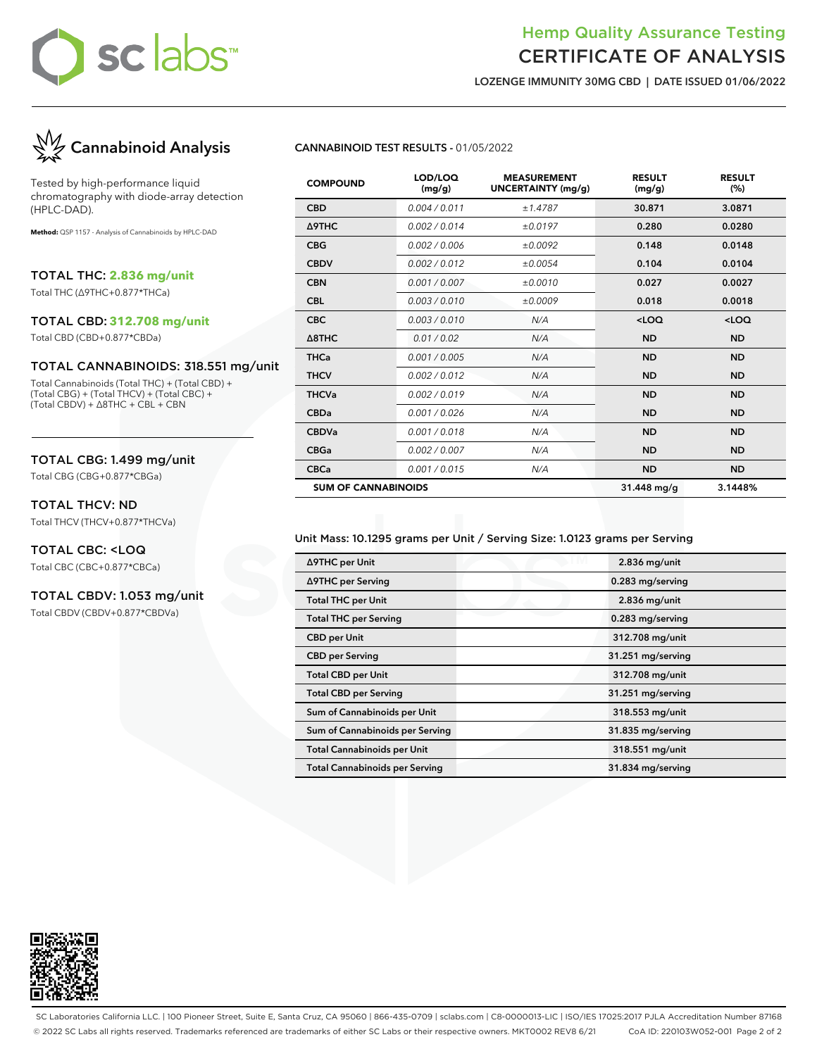# Hemp Quality Assurance Testing
# CERTIFICATE OF ANALYSIS

**LOZENGE IMMUNITY 30MG CBD | DATE ISSUED 01/06/2022**

## Cannabinoid Analysis

Tested by high-performance liquid chromatography with diode-array detection (HPLC-DAD).

**Method:** QSP 1157 - Analysis of Cannabinoids by HPLC-DAD

### TOTAL THC: 2.836 mg/unit

Total THC (Δ9THC+0.877*THCa)

### TOTAL CBD: 312.708 mg/unit

Total CBD (CBD+0.877*CBDa)

### TOTAL CANNABINOIDS: 318.551 mg/unit

Total Cannabinoids (Total THC) + (Total CBD) + (Total CBG) + (Total THCV) + (Total CBC) + (Total CBDV) + Δ8THC + CBL + CBN

### TOTAL CBG: 1.499 mg/unit

Total CBG (CBG+0.877*CBGa)

### TOTAL THCV: ND

Total THCV (THCV+0.877*THCVa)

### TOTAL CBC: <LOQ

Total CBC (CBC+0.877*CBCa)

### TOTAL CBDV: 1.053 mg/unit

Total CBDV (CBDV+0.877*CBDVa)

**CANNABINOID TEST RESULTS** - 01/05/2022

| COMPOUND | LOD/LOQ (mg/g) | MEASUREMENT UNCERTAINTY (mg/g) | RESULT (mg/g) | RESULT (%) |
|---|---|---|---|---|
| CBD | 0.004 / 0.011 | ±1.4787 | 30.871 | 3.0871 |
| Δ9THC | 0.002 / 0.014 | ±0.0197 | 0.280 | 0.0280 |
| CBG | 0.002 / 0.006 | ±0.0092 | 0.148 | 0.0148 |
| CBDV | 0.002 / 0.012 | ±0.0054 | 0.104 | 0.0104 |
| CBN | 0.001 / 0.007 | ±0.0010 | 0.027 | 0.0027 |
| CBL | 0.003 / 0.010 | ±0.0009 | 0.018 | 0.0018 |
| CBC | 0.003 / 0.010 | N/A | <LOQ | <LOQ |
| Δ8THC | 0.01 / 0.02 | N/A | ND | ND |
| THCa | 0.001 / 0.005 | N/A | ND | ND |
| THCV | 0.002 / 0.012 | N/A | ND | ND |
| THCVa | 0.002 / 0.019 | N/A | ND | ND |
| CBDa | 0.001 / 0.026 | N/A | ND | ND |
| CBDVa | 0.001 / 0.018 | N/A | ND | ND |
| CBGa | 0.002 / 0.007 | N/A | ND | ND |
| CBCa | 0.001 / 0.015 | N/A | ND | ND |
| **SUM OF CANNABINOIDS** | | | 31.448 mg/g | 3.1448% |

Unit Mass: 10.1295 grams per Unit / Serving Size: 1.0123 grams per Serving

| | |
|---|---|
| Δ9THC per Unit | 2.836 mg/unit |
| Δ9THC per Serving | 0.283 mg/serving |
| Total THC per Unit | 2.836 mg/unit |
| Total THC per Serving | 0.283 mg/serving |
| CBD per Unit | 312.708 mg/unit |
| CBD per Serving | 31.251 mg/serving |
| Total CBD per Unit | 312.708 mg/unit |
| Total CBD per Serving | 31.251 mg/serving |
| Sum of Cannabinoids per Unit | 318.553 mg/unit |
| Sum of Cannabinoids per Serving | 31.835 mg/serving |
| Total Cannabinoids per Unit | 318.551 mg/unit |
| Total Cannabinoids per Serving | 31.834 mg/serving |

SC Laboratories California LLC. | 100 Pioneer Street, Suite E, Santa Cruz, CA 95060 | 866-435-0709 | sclabs.com | C8-0000013-LIC | ISO/IES 17025:2017 PJLA Accreditation Number 87168

© 2022 SC Labs all rights reserved. Trademarks referenced are trademarks of either SC Labs or their respective owners. MKT0002 REV8 6/21 CoA ID: 220103W052-001